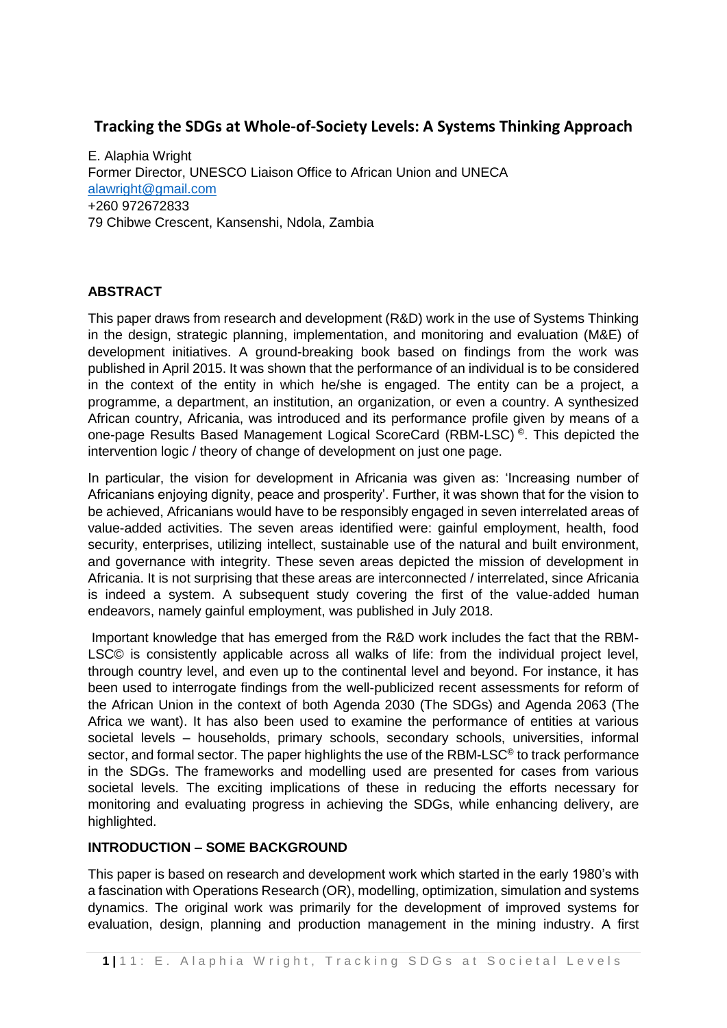## Tracking the SDGs at Whole-of-Society Levels: A Systems Thinking Approach

E. Alaphia Wright
Former Director, UNESCO Liaison Office to African Union and UNECA
alawright@gmail.com
+260 972672833
79 Chibwe Crescent, Kansenshi, Ndola, Zambia

### ABSTRACT

This paper draws from research and development (R&D) work in the use of Systems Thinking in the design, strategic planning, implementation, and monitoring and evaluation (M&E) of development initiatives. A ground-breaking book based on findings from the work was published in April 2015. It was shown that the performance of an individual is to be considered in the context of the entity in which he/she is engaged. The entity can be a project, a programme, a department, an institution, an organization, or even a country. A synthesized African country, Africania, was introduced and its performance profile given by means of a one-page Results Based Management Logical ScoreCard (RBM-LSC) ©. This depicted the intervention logic / theory of change of development on just one page.

In particular, the vision for development in Africania was given as: 'Increasing number of Africanians enjoying dignity, peace and prosperity'. Further, it was shown that for the vision to be achieved, Africanians would have to be responsibly engaged in seven interrelated areas of value-added activities. The seven areas identified were: gainful employment, health, food security, enterprises, utilizing intellect, sustainable use of the natural and built environment, and governance with integrity. These seven areas depicted the mission of development in Africania. It is not surprising that these areas are interconnected / interrelated, since Africania is indeed a system. A subsequent study covering the first of the value-added human endeavors, namely gainful employment, was published in July 2018.

Important knowledge that has emerged from the R&D work includes the fact that the RBM-LSC© is consistently applicable across all walks of life: from the individual project level, through country level, and even up to the continental level and beyond. For instance, it has been used to interrogate findings from the well-publicized recent assessments for reform of the African Union in the context of both Agenda 2030 (The SDGs) and Agenda 2063 (The Africa we want). It has also been used to examine the performance of entities at various societal levels – households, primary schools, secondary schools, universities, informal sector, and formal sector. The paper highlights the use of the RBM-LSC© to track performance in the SDGs. The frameworks and modelling used are presented for cases from various societal levels. The exciting implications of these in reducing the efforts necessary for monitoring and evaluating progress in achieving the SDGs, while enhancing delivery, are highlighted.

### INTRODUCTION – SOME BACKGROUND

This paper is based on research and development work which started in the early 1980's with a fascination with Operations Research (OR), modelling, optimization, simulation and systems dynamics. The original work was primarily for the development of improved systems for evaluation, design, planning and production management in the mining industry. A first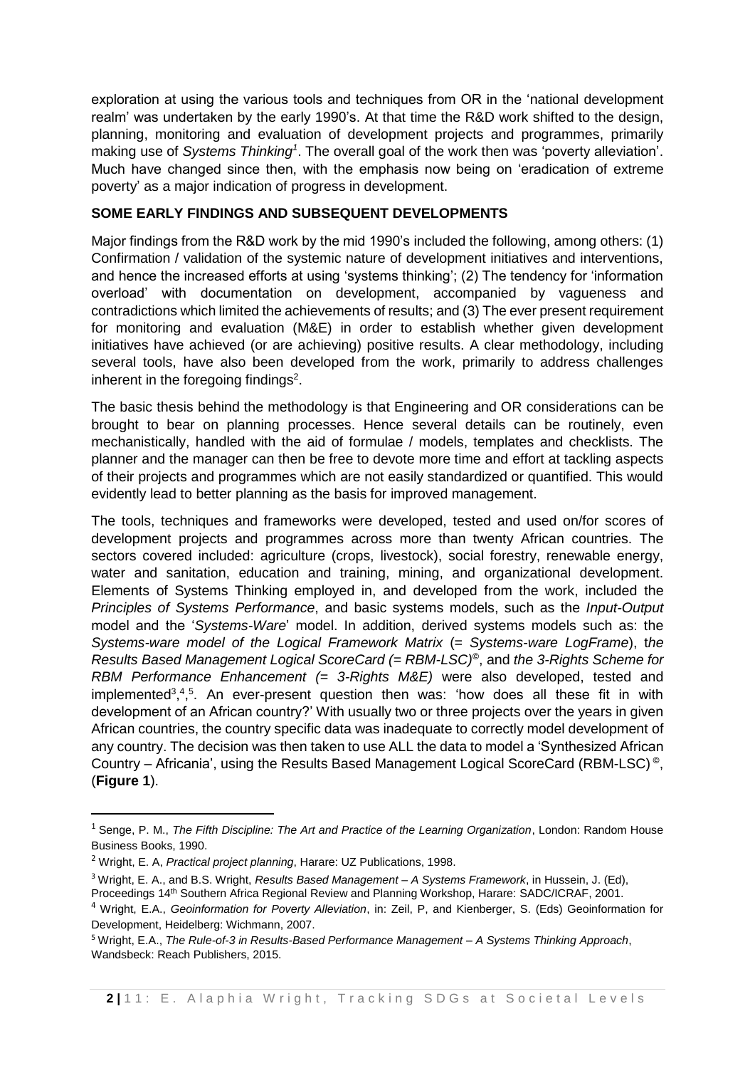exploration at using the various tools and techniques from OR in the 'national development realm' was undertaken by the early 1990's. At that time the R&D work shifted to the design, planning, monitoring and evaluation of development projects and programmes, primarily making use of *Systems Thinking*[1]. The overall goal of the work then was 'poverty alleviation'. Much have changed since then, with the emphasis now being on 'eradication of extreme poverty' as a major indication of progress in development.

## SOME EARLY FINDINGS AND SUBSEQUENT DEVELOPMENTS

Major findings from the R&D work by the mid 1990's included the following, among others: (1) Confirmation / validation of the systemic nature of development initiatives and interventions, and hence the increased efforts at using 'systems thinking'; (2) The tendency for 'information overload' with documentation on development, accompanied by vagueness and contradictions which limited the achievements of results; and (3) The ever present requirement for monitoring and evaluation (M&E) in order to establish whether given development initiatives have achieved (or are achieving) positive results. A clear methodology, including several tools, have also been developed from the work, primarily to address challenges inherent in the foregoing findings[2].

The basic thesis behind the methodology is that Engineering and OR considerations can be brought to bear on planning processes. Hence several details can be routinely, even mechanistically, handled with the aid of formulae / models, templates and checklists. The planner and the manager can then be free to devote more time and effort at tackling aspects of their projects and programmes which are not easily standardized or quantified. This would evidently lead to better planning as the basis for improved management.

The tools, techniques and frameworks were developed, tested and used on/for scores of development projects and programmes across more than twenty African countries. The sectors covered included: agriculture (crops, livestock), social forestry, renewable energy, water and sanitation, education and training, mining, and organizational development. Elements of Systems Thinking employed in, and developed from the work, included the *Principles of Systems Performance*, and basic systems models, such as the *Input-Output* model and the '*Systems-Ware*' model. In addition, derived systems models such as: the *Systems-ware model of the Logical Framework Matrix* (= *Systems-ware LogFrame*), t*he Results Based Management Logical ScoreCard (= RBM-LSC)*©, and *the 3-Rights Scheme for RBM Performance Enhancement (= 3-Rights M&E)* were also developed, tested and implemented[3,4,5]. An ever-present question then was: 'how does all these fit in with development of an African country?' With usually two or three projects over the years in given African countries, the country specific data was inadequate to correctly model development of any country. The decision was then taken to use ALL the data to model a 'Synthesized African Country – Africania', using the Results Based Management Logical ScoreCard (RBM-LSC) ©, (**Figure 1**).

---

[1] Senge, P. M., *The Fifth Discipline: The Art and Practice of the Learning Organization*, London: Random House Business Books, 1990.

[2] Wright, E. A, *Practical project planning*, Harare: UZ Publications, 1998.

[3] Wright, E. A., and B.S. Wright, *Results Based Management – A Systems Framework*, in Hussein, J. (Ed), Proceedings 14th Southern Africa Regional Review and Planning Workshop, Harare: SADC/ICRAF, 2001.

[4] Wright, E.A., *Geoinformation for Poverty Alleviation*, in: Zeil, P, and Kienberger, S. (Eds) Geoinformation for Development, Heidelberg: Wichmann, 2007.

[5] Wright, E.A., *The Rule-of-3 in Results-Based Performance Management – A Systems Thinking Approach*, Wandsbeck: Reach Publishers, 2015.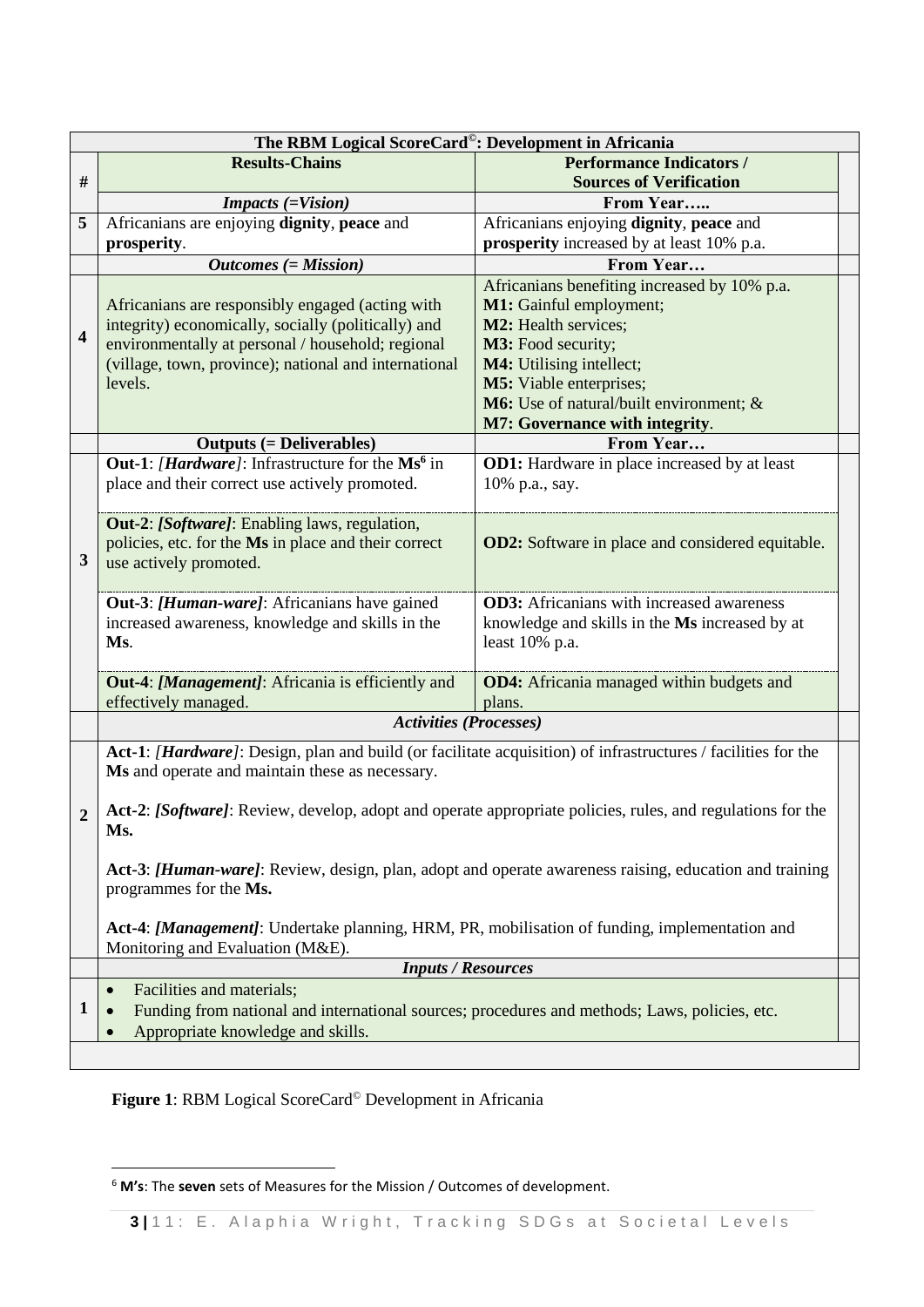| # | Results-Chains | Performance Indicators / Sources of Verification |
|---|---|---|
| | **The RBM Logical ScoreCard©: Development in Africania** | |
| | ***Impacts (=Vision)*** | **From Year…..** |
| **5** | Africanians are enjoying **dignity**, **peace** and **prosperity**. | Africanians enjoying **dignity**, **peace** and **prosperity** increased by at least 10% p.a. |
| | ***Outcomes (= Mission)*** | **From Year…** |
| **4** | Africanians are responsibly engaged (acting with integrity) economically, socially (politically) and environmentally at personal / household; regional (village, town, province); national and international levels. | Africanians benefiting increased by 10% p.a.<br>**M1:** Gainful employment;<br>**M2:** Health services;<br>**M3:** Food security;<br>**M4:** Utilising intellect;<br>**M5:** Viable enterprises;<br>**M6:** Use of natural/built environment; &<br>**M7: Governance with integrity**. |
| | **Outputs (= Deliverables)** | **From Year…** |
| **3** | **Out-1**: *[**Hardware**]*: Infrastructure for the **Ms**[6] in place and their correct use actively promoted. | **OD1:** Hardware in place increased by at least 10% p.a., say. |
| | **Out-2**: ***[Software]***: Enabling laws, regulation, policies, etc. for the **Ms** in place and their correct use actively promoted. | **OD2:** Software in place and considered equitable. |
| | **Out-3**: ***[Human-ware]***: Africanians have gained increased awareness, knowledge and skills in the **Ms**. | **OD3:** Africanians with increased awareness knowledge and skills in the **Ms** increased by at least 10% p.a. |
| | **Out-4**: ***[Management]***: Africania is efficiently and effectively managed. | **OD4:** Africania managed within budgets and plans. |
| | ***Activities (Processes)*** | |
| **2** | **Act-1**: *[**Hardware**]*: Design, plan and build (or facilitate acquisition) of infrastructures / facilities for the **Ms** and operate and maintain these as necessary.<br><br>**Act-2**: ***[Software]***: Review, develop, adopt and operate appropriate policies, rules, and regulations for the **Ms.**<br><br>**Act-3**: ***[Human-ware]***: Review, design, plan, adopt and operate awareness raising, education and training programmes for the **Ms.**<br><br>**Act-4**: ***[Management]***: Undertake planning, HRM, PR, mobilisation of funding, implementation and Monitoring and Evaluation (M&E). | |
| | ***Inputs / Resources*** | |
| **1** | • Facilities and materials;<br>• Funding from national and international sources; procedures and methods; Laws, policies, etc.<br>• Appropriate knowledge and skills. | |

**Figure 1**: RBM Logical ScoreCard© Development in Africania

[6] **M's**: The **seven** sets of Measures for the Mission / Outcomes of development.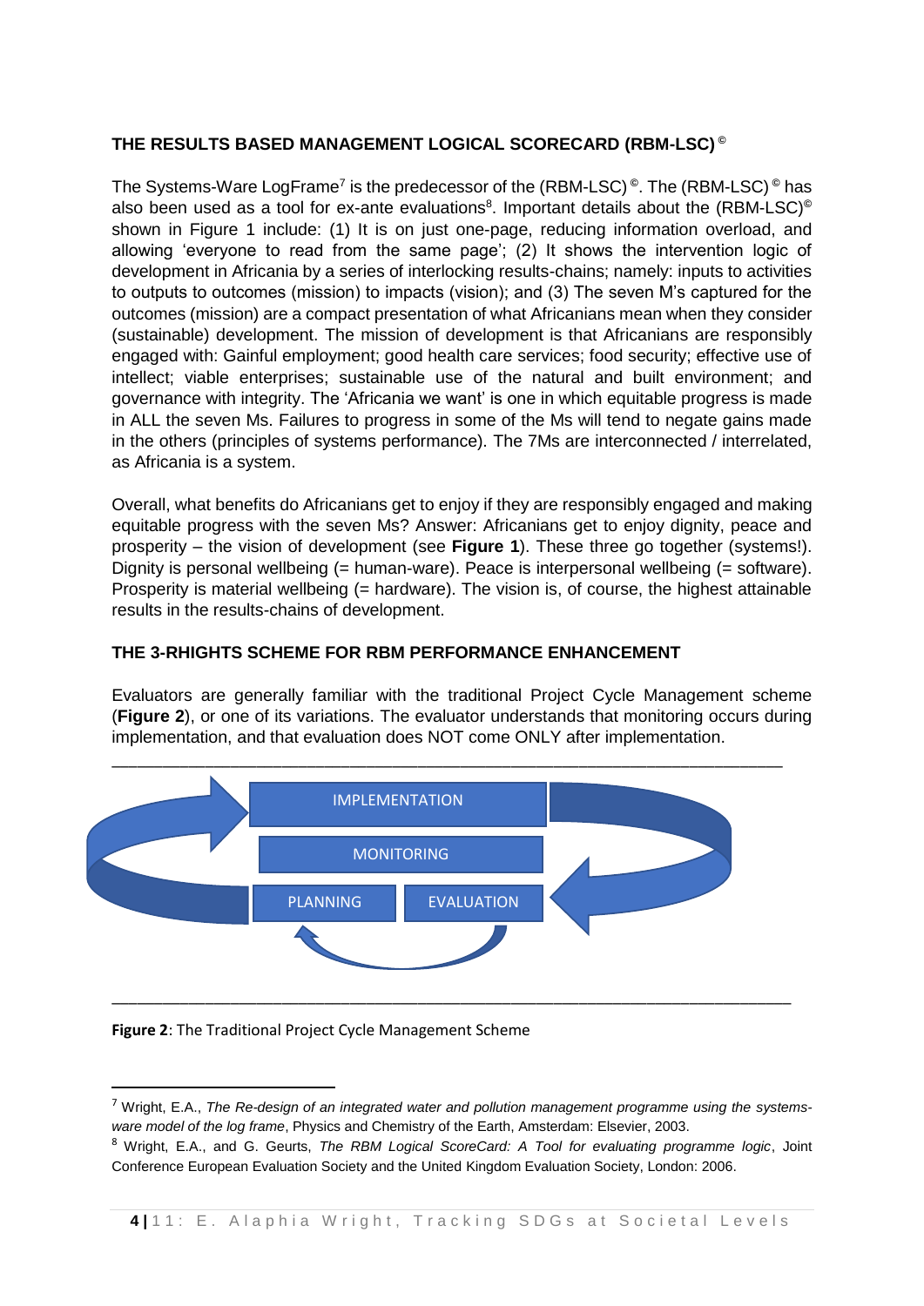**THE RESULTS BASED MANAGEMENT LOGICAL SCORECARD (RBM-LSC) ©**

The Systems-Ware LogFrame[7] is the predecessor of the (RBM-LSC) ©. The (RBM-LSC) © has also been used as a tool for ex-ante evaluations[8]. Important details about the (RBM-LSC)© shown in Figure 1 include: (1) It is on just one-page, reducing information overload, and allowing 'everyone to read from the same page'; (2) It shows the intervention logic of development in Africania by a series of interlocking results-chains; namely: inputs to activities to outputs to outcomes (mission) to impacts (vision); and (3) The seven M's captured for the outcomes (mission) are a compact presentation of what Africanians mean when they consider (sustainable) development. The mission of development is that Africanians are responsibly engaged with: Gainful employment; good health care services; food security; effective use of intellect; viable enterprises; sustainable use of the natural and built environment; and governance with integrity. The 'Africania we want' is one in which equitable progress is made in ALL the seven Ms. Failures to progress in some of the Ms will tend to negate gains made in the others (principles of systems performance). The 7Ms are interconnected / interrelated, as Africania is a system.

Overall, what benefits do Africanians get to enjoy if they are responsibly engaged and making equitable progress with the seven Ms? Answer: Africanians get to enjoy dignity, peace and prosperity – the vision of development (see **Figure 1**). These three go together (systems!). Dignity is personal wellbeing (= human-ware). Peace is interpersonal wellbeing (= software). Prosperity is material wellbeing (= hardware). The vision is, of course, the highest attainable results in the results-chains of development.

**THE 3-RHIGHTS SCHEME FOR RBM PERFORMANCE ENHANCEMENT**

Evaluators are generally familiar with the traditional Project Cycle Management scheme (**Figure 2**), or one of its variations. The evaluator understands that monitoring occurs during implementation, and that evaluation does NOT come ONLY after implementation.

IMPLEMENTATION

MONITORING

PLANNING | EVALUATION

**Figure 2**: The Traditional Project Cycle Management Scheme

---

[7] Wright, E.A., *The Re-design of an integrated water and pollution management programme using the systems-ware model of the log frame*, Physics and Chemistry of the Earth, Amsterdam: Elsevier, 2003.

[8] Wright, E.A., and G. Geurts, *The RBM Logical ScoreCard: A Tool for evaluating programme logic*, Joint Conference European Evaluation Society and the United Kingdom Evaluation Society, London: 2006.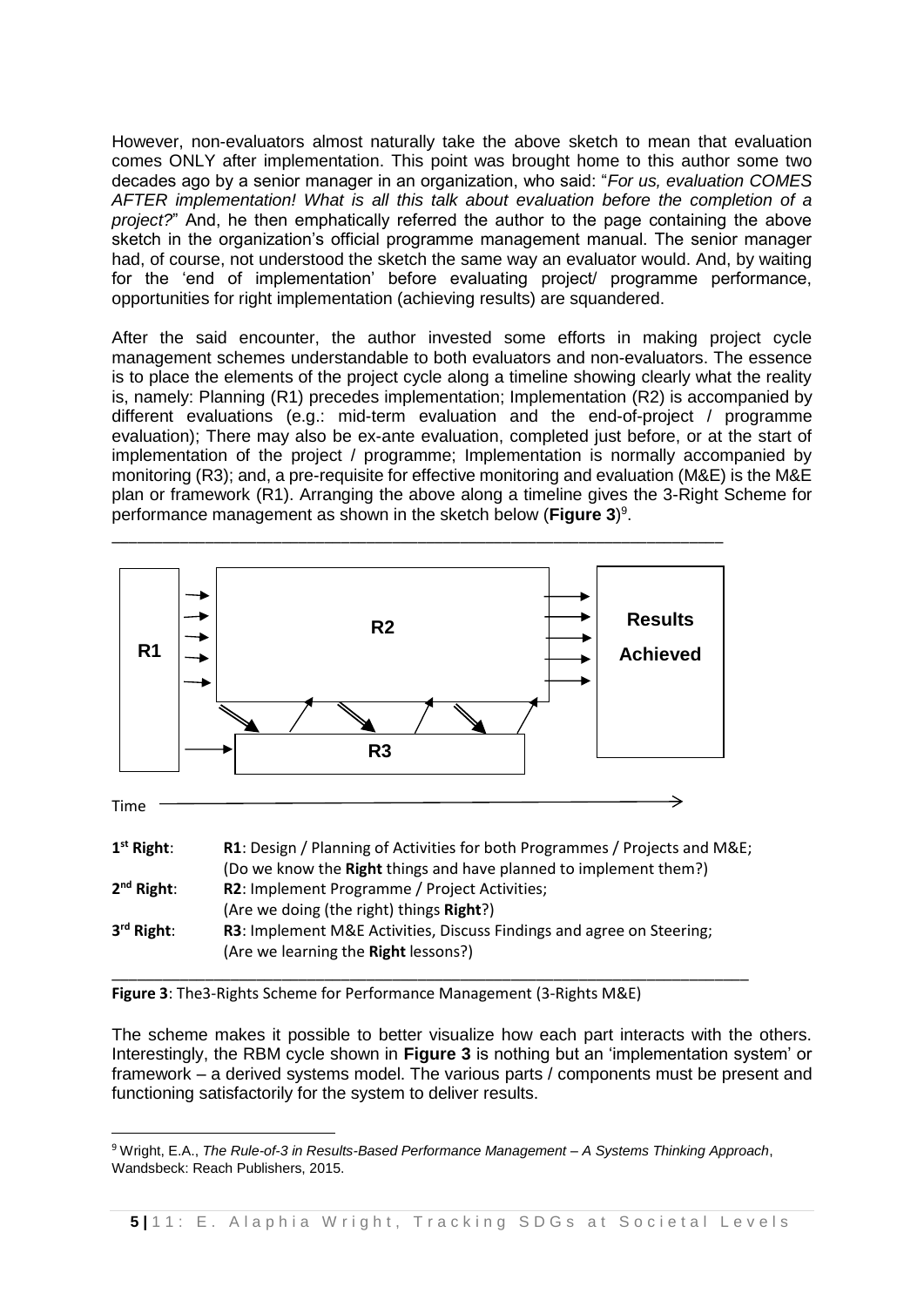However, non-evaluators almost naturally take the above sketch to mean that evaluation comes ONLY after implementation. This point was brought home to this author some two decades ago by a senior manager in an organization, who said: "*For us, evaluation COMES AFTER implementation! What is all this talk about evaluation before the completion of a project?*" And, he then emphatically referred the author to the page containing the above sketch in the organization's official programme management manual. The senior manager had, of course, not understood the sketch the same way an evaluator would. And, by waiting for the 'end of implementation' before evaluating project/ programme performance, opportunities for right implementation (achieving results) are squandered.

After the said encounter, the author invested some efforts in making project cycle management schemes understandable to both evaluators and non-evaluators. The essence is to place the elements of the project cycle along a timeline showing clearly what the reality is, namely: Planning (R1) precedes implementation; Implementation (R2) is accompanied by different evaluations (e.g.: mid-term evaluation and the end-of-project / programme evaluation); There may also be ex-ante evaluation, completed just before, or at the start of implementation of the project / programme; Implementation is normally accompanied by monitoring (R3); and, a pre-requisite for effective monitoring and evaluation (M&E) is the M&E plan or framework (R1). Arranging the above along a timeline gives the 3-Right Scheme for performance management as shown in the sketch below (**Figure 3**)[9].

R1 | R2 | Results Achieved

R3

Time

**1st Right**: **R1**: Design / Planning of Activities for both Programmes / Projects and M&E;
(Do we know the **Right** things and have planned to implement them?)

**2nd Right**: **R2**: Implement Programme / Project Activities;
(Are we doing (the right) things **Right**?)

**3rd Right**: **R3**: Implement M&E Activities, Discuss Findings and agree on Steering;
(Are we learning the **Right** lessons?)

**Figure 3**: The3-Rights Scheme for Performance Management (3-Rights M&E)

The scheme makes it possible to better visualize how each part interacts with the others. Interestingly, the RBM cycle shown in **Figure 3** is nothing but an 'implementation system' or framework – a derived systems model. The various parts / components must be present and functioning satisfactorily for the system to deliver results.

[9] Wright, E.A., *The Rule-of-3 in Results-Based Performance Management – A Systems Thinking Approach*, Wandsbeck: Reach Publishers, 2015.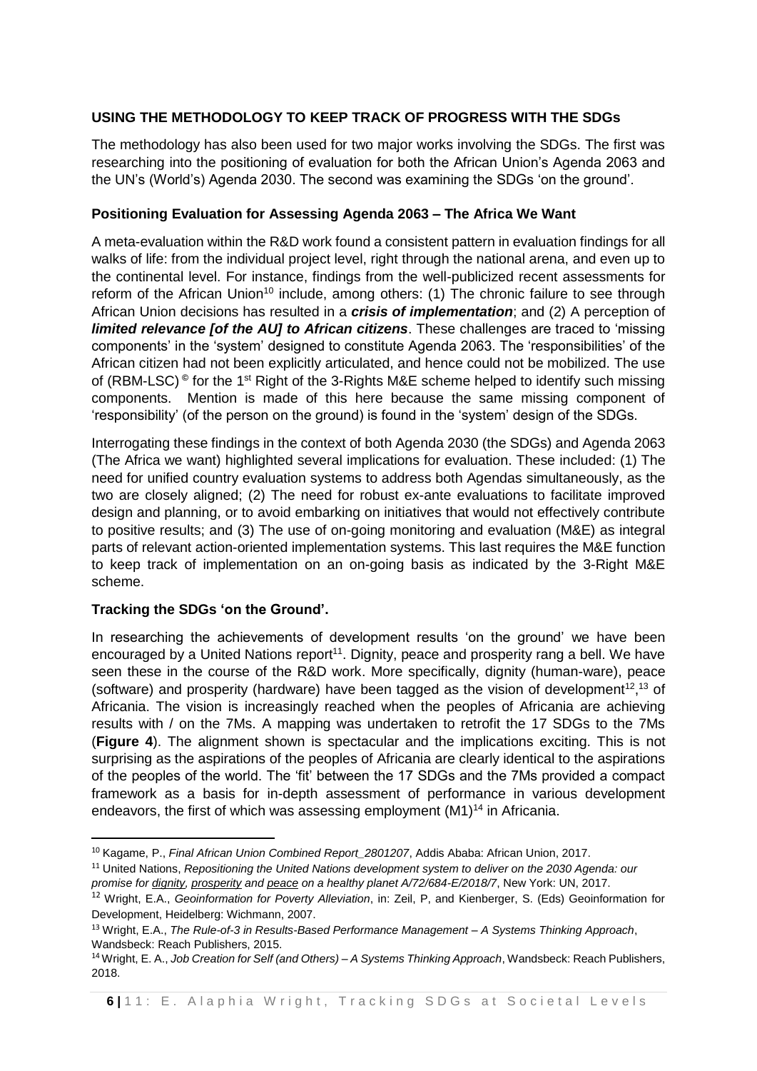## USING THE METHODOLOGY TO KEEP TRACK OF PROGRESS WITH THE SDGs

The methodology has also been used for two major works involving the SDGs. The first was researching into the positioning of evaluation for both the African Union's Agenda 2063 and the UN's (World's) Agenda 2030. The second was examining the SDGs 'on the ground'.

### Positioning Evaluation for Assessing Agenda 2063 – The Africa We Want

A meta-evaluation within the R&D work found a consistent pattern in evaluation findings for all walks of life: from the individual project level, right through the national arena, and even up to the continental level. For instance, findings from the well-publicized recent assessments for reform of the African Union[10] include, among others: (1) The chronic failure to see through African Union decisions has resulted in a ***crisis of implementation***; and (2) A perception of ***limited relevance [of the AU] to African citizens***. These challenges are traced to 'missing components' in the 'system' designed to constitute Agenda 2063. The 'responsibilities' of the African citizen had not been explicitly articulated, and hence could not be mobilized. The use of (RBM-LSC)© for the 1st Right of the 3-Rights M&E scheme helped to identify such missing components. Mention is made of this here because the same missing component of 'responsibility' (of the person on the ground) is found in the 'system' design of the SDGs.

Interrogating these findings in the context of both Agenda 2030 (the SDGs) and Agenda 2063 (The Africa we want) highlighted several implications for evaluation. These included: (1) The need for unified country evaluation systems to address both Agendas simultaneously, as the two are closely aligned; (2) The need for robust ex-ante evaluations to facilitate improved design and planning, or to avoid embarking on initiatives that would not effectively contribute to positive results; and (3) The use of on-going monitoring and evaluation (M&E) as integral parts of relevant action-oriented implementation systems. This last requires the M&E function to keep track of implementation on an on-going basis as indicated by the 3-Right M&E scheme.

### Tracking the SDGs 'on the Ground'.

In researching the achievements of development results 'on the ground' we have been encouraged by a United Nations report[11]. Dignity, peace and prosperity rang a bell. We have seen these in the course of the R&D work. More specifically, dignity (human-ware), peace (software) and prosperity (hardware) have been tagged as the vision of development[12,13] of Africania. The vision is increasingly reached when the peoples of Africania are achieving results with / on the 7Ms. A mapping was undertaken to retrofit the 17 SDGs to the 7Ms (**Figure 4**). The alignment shown is spectacular and the implications exciting. This is not surprising as the aspirations of the peoples of Africania are clearly identical to the aspirations of the peoples of the world. The 'fit' between the 17 SDGs and the 7Ms provided a compact framework as a basis for in-depth assessment of performance in various development endeavors, the first of which was assessing employment (M1)[14] in Africania.

---

[10] Kagame, P., *Final African Union Combined Report_2801207*, Addis Ababa: African Union, 2017.

[11] United Nations, *Repositioning the United Nations development system to deliver on the 2030 Agenda: our promise for dignity, prosperity and peace on a healthy planet A/72/684-E/2018/7*, New York: UN, 2017.

[12] Wright, E.A., *Geoinformation for Poverty Alleviation*, in: Zeil, P, and Kienberger, S. (Eds) Geoinformation for Development, Heidelberg: Wichmann, 2007.

[13] Wright, E.A., *The Rule-of-3 in Results-Based Performance Management – A Systems Thinking Approach*, Wandsbeck: Reach Publishers, 2015.

[14] Wright, E. A., *Job Creation for Self (and Others) – A Systems Thinking Approach*, Wandsbeck: Reach Publishers, 2018.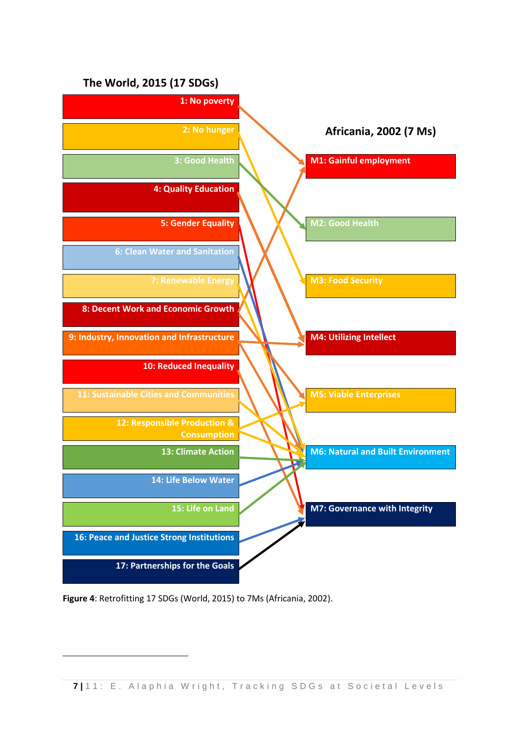**The World, 2015 (17 SDGs)**

- 1: No poverty
- 2: No hunger
- 3: Good Health
- 4: Quality Education
- 5: Gender Equality
- 6: Clean Water and Sanitation
- 7: Renewable Energy
- 8: Decent Work and Economic Growth
- 9: Industry, Innovation and Infrastructure
- 10: Reduced Inequality
- 11: Sustainable Cities and Communities
- 12: Responsible Production & Consumption
- 13: Climate Action
- 14: Life Below Water
- 15: Life on Land
- 16: Peace and Justice Strong Institutions
- 17: Partnerships for the Goals

**Africania, 2002 (7 Ms)**

- M1: Gainful employment
- M2: Good Health
- M3: Food Security
- M4: Utilizing Intellect
- M5: Viable Enterprises
- M6: Natural and Built Environment
- M7: Governance with Integrity

**Figure 4**: Retrofitting 17 SDGs (World, 2015) to 7Ms (Africania, 2002).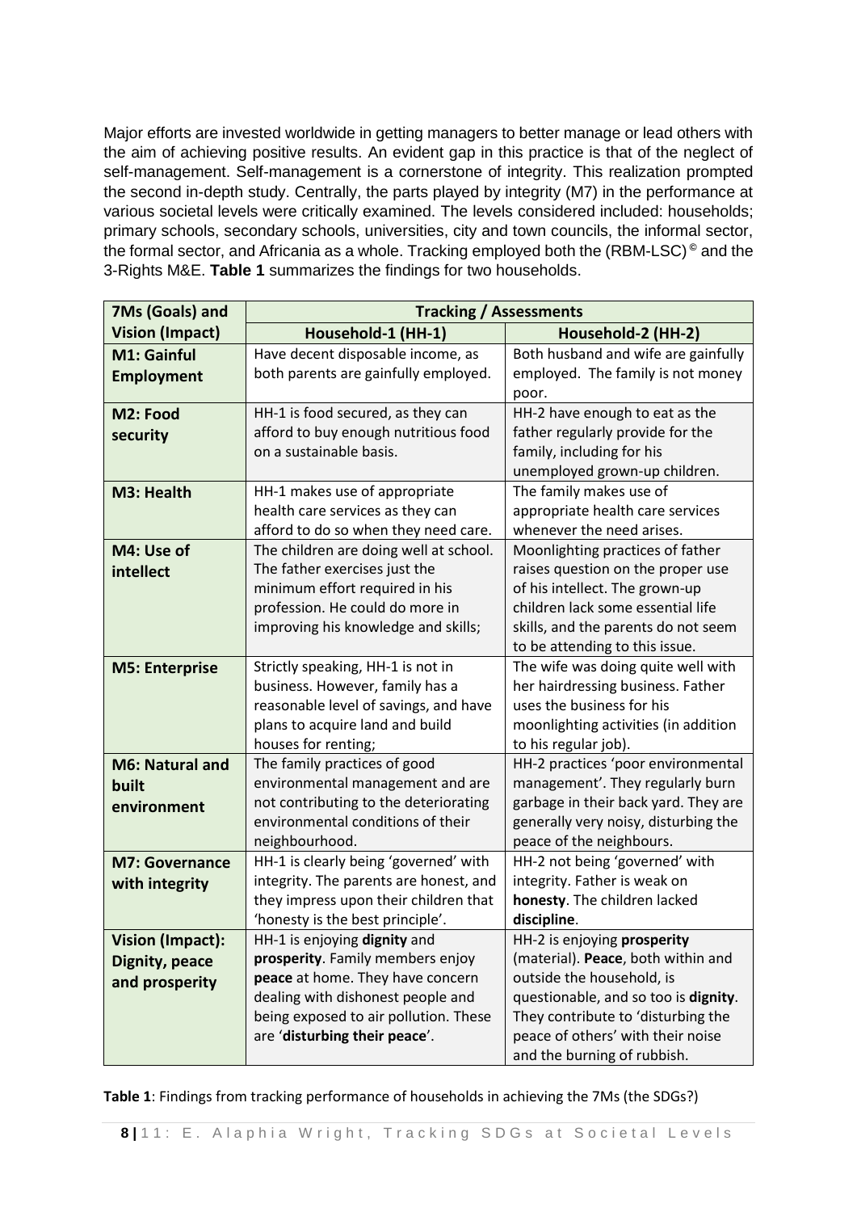Major efforts are invested worldwide in getting managers to better manage or lead others with the aim of achieving positive results. An evident gap in this practice is that of the neglect of self-management. Self-management is a cornerstone of integrity. This realization prompted the second in-depth study. Centrally, the parts played by integrity (M7) in the performance at various societal levels were critically examined. The levels considered included: households; primary schools, secondary schools, universities, city and town councils, the informal sector, the formal sector, and Africania as a whole. Tracking employed both the (RBM-LSC)© and the 3-Rights M&E. **Table 1** summarizes the findings for two households.

| 7Ms (Goals) and Vision (Impact) | Tracking / Assessments | |
|---|---|---|
| | **Household-1 (HH-1)** | **Household-2 (HH-2)** |
| **M1: Gainful Employment** | Have decent disposable income, as both parents are gainfully employed. | Both husband and wife are gainfully employed. The family is not money poor. |
| **M2: Food security** | HH-1 is food secured, as they can afford to buy enough nutritious food on a sustainable basis. | HH-2 have enough to eat as the father regularly provide for the family, including for his unemployed grown-up children. |
| **M3: Health** | HH-1 makes use of appropriate health care services as they can afford to do so when they need care. | The family makes use of appropriate health care services whenever the need arises. |
| **M4: Use of intellect** | The children are doing well at school. The father exercises just the minimum effort required in his profession. He could do more in improving his knowledge and skills; | Moonlighting practices of father raises question on the proper use of his intellect. The grown-up children lack some essential life skills, and the parents do not seem to be attending to this issue. |
| **M5: Enterprise** | Strictly speaking, HH-1 is not in business. However, family has a reasonable level of savings, and have plans to acquire land and build houses for renting; | The wife was doing quite well with her hairdressing business. Father uses the business for his moonlighting activities (in addition to his regular job). |
| **M6: Natural and built environment** | The family practices of good environmental management and are not contributing to the deteriorating environmental conditions of their neighbourhood. | HH-2 practices 'poor environmental management'. They regularly burn garbage in their back yard. They are generally very noisy, disturbing the peace of the neighbours. |
| **M7: Governance with integrity** | HH-1 is clearly being 'governed' with integrity. The parents are honest, and they impress upon their children that 'honesty is the best principle'. | HH-2 not being 'governed' with integrity. Father is weak on **honesty**. The children lacked **discipline**. |
| **Vision (Impact): Dignity, peace and prosperity** | HH-1 is enjoying **dignity** and **prosperity**. Family members enjoy **peace** at home. They have concern dealing with dishonest people and being exposed to air pollution. These are '**disturbing their peace**'. | HH-2 is enjoying **prosperity** (material). **Peace**, both within and outside the household, is questionable, and so too is **dignity**. They contribute to 'disturbing the peace of others' with their noise and the burning of rubbish. |

**Table 1**: Findings from tracking performance of households in achieving the 7Ms (the SDGs?)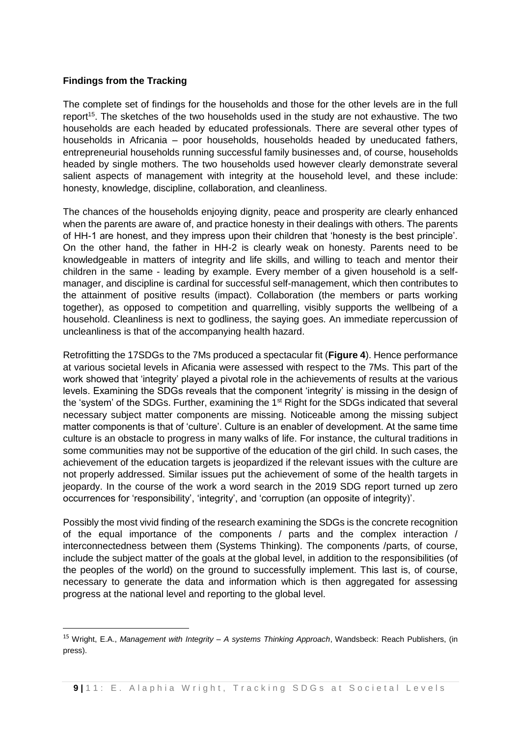**Findings from the Tracking**

The complete set of findings for the households and those for the other levels are in the full report[15]. The sketches of the two households used in the study are not exhaustive. The two households are each headed by educated professionals. There are several other types of households in Africania – poor households, households headed by uneducated fathers, entrepreneurial households running successful family businesses and, of course, households headed by single mothers. The two households used however clearly demonstrate several salient aspects of management with integrity at the household level, and these include: honesty, knowledge, discipline, collaboration, and cleanliness.

The chances of the households enjoying dignity, peace and prosperity are clearly enhanced when the parents are aware of, and practice honesty in their dealings with others. The parents of HH-1 are honest, and they impress upon their children that 'honesty is the best principle'. On the other hand, the father in HH-2 is clearly weak on honesty. Parents need to be knowledgeable in matters of integrity and life skills, and willing to teach and mentor their children in the same - leading by example. Every member of a given household is a self-manager, and discipline is cardinal for successful self-management, which then contributes to the attainment of positive results (impact). Collaboration (the members or parts working together), as opposed to competition and quarrelling, visibly supports the wellbeing of a household. Cleanliness is next to godliness, the saying goes. An immediate repercussion of uncleanliness is that of the accompanying health hazard.

Retrofitting the 17SDGs to the 7Ms produced a spectacular fit (**Figure 4**). Hence performance at various societal levels in Aficania were assessed with respect to the 7Ms. This part of the work showed that 'integrity' played a pivotal role in the achievements of results at the various levels. Examining the SDGs reveals that the component 'integrity' is missing in the design of the 'system' of the SDGs. Further, examining the 1st Right for the SDGs indicated that several necessary subject matter components are missing. Noticeable among the missing subject matter components is that of 'culture'. Culture is an enabler of development. At the same time culture is an obstacle to progress in many walks of life. For instance, the cultural traditions in some communities may not be supportive of the education of the girl child. In such cases, the achievement of the education targets is jeopardized if the relevant issues with the culture are not properly addressed. Similar issues put the achievement of some of the health targets in jeopardy. In the course of the work a word search in the 2019 SDG report turned up zero occurrences for 'responsibility', 'integrity', and 'corruption (an opposite of integrity)'.

Possibly the most vivid finding of the research examining the SDGs is the concrete recognition of the equal importance of the components / parts and the complex interaction / interconnectedness between them (Systems Thinking). The components /parts, of course, include the subject matter of the goals at the global level, in addition to the responsibilities (of the peoples of the world) on the ground to successfully implement. This last is, of course, necessary to generate the data and information which is then aggregated for assessing progress at the national level and reporting to the global level.

---

[15] Wright, E.A., *Management with Integrity – A systems Thinking Approach*, Wandsbeck: Reach Publishers, (in press).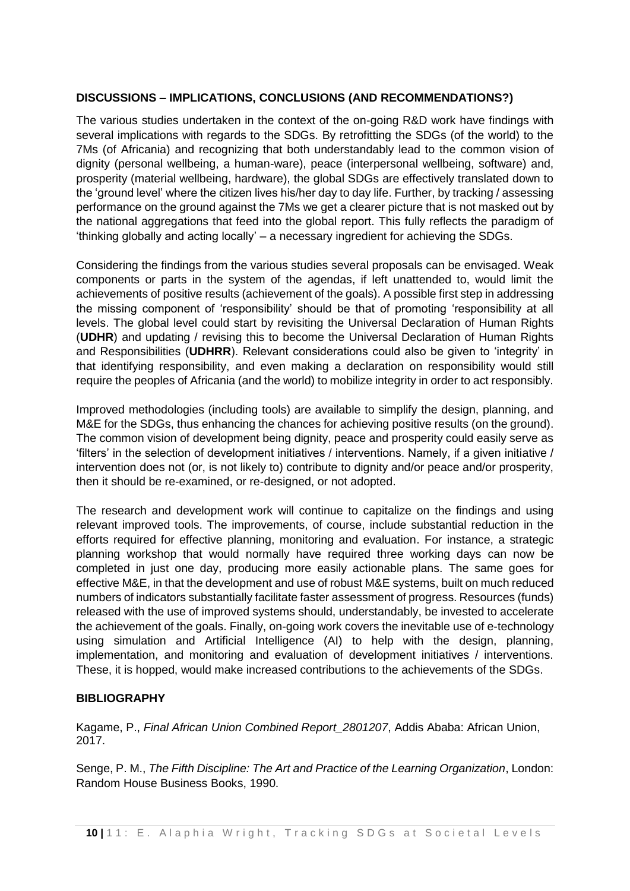## DISCUSSIONS – IMPLICATIONS, CONCLUSIONS (AND RECOMMENDATIONS?)

The various studies undertaken in the context of the on-going R&D work have findings with several implications with regards to the SDGs. By retrofitting the SDGs (of the world) to the 7Ms (of Africania) and recognizing that both understandably lead to the common vision of dignity (personal wellbeing, a human-ware), peace (interpersonal wellbeing, software) and, prosperity (material wellbeing, hardware), the global SDGs are effectively translated down to the 'ground level' where the citizen lives his/her day to day life. Further, by tracking / assessing performance on the ground against the 7Ms we get a clearer picture that is not masked out by the national aggregations that feed into the global report. This fully reflects the paradigm of 'thinking globally and acting locally' – a necessary ingredient for achieving the SDGs.

Considering the findings from the various studies several proposals can be envisaged. Weak components or parts in the system of the agendas, if left unattended to, would limit the achievements of positive results (achievement of the goals). A possible first step in addressing the missing component of 'responsibility' should be that of promoting 'responsibility at all levels. The global level could start by revisiting the Universal Declaration of Human Rights (**UDHR**) and updating / revising this to become the Universal Declaration of Human Rights and Responsibilities (**UDHRR**). Relevant considerations could also be given to 'integrity' in that identifying responsibility, and even making a declaration on responsibility would still require the peoples of Africania (and the world) to mobilize integrity in order to act responsibly.

Improved methodologies (including tools) are available to simplify the design, planning, and M&E for the SDGs, thus enhancing the chances for achieving positive results (on the ground). The common vision of development being dignity, peace and prosperity could easily serve as 'filters' in the selection of development initiatives / interventions. Namely, if a given initiative / intervention does not (or, is not likely to) contribute to dignity and/or peace and/or prosperity, then it should be re-examined, or re-designed, or not adopted.

The research and development work will continue to capitalize on the findings and using relevant improved tools. The improvements, of course, include substantial reduction in the efforts required for effective planning, monitoring and evaluation. For instance, a strategic planning workshop that would normally have required three working days can now be completed in just one day, producing more easily actionable plans. The same goes for effective M&E, in that the development and use of robust M&E systems, built on much reduced numbers of indicators substantially facilitate faster assessment of progress. Resources (funds) released with the use of improved systems should, understandably, be invested to accelerate the achievement of the goals. Finally, on-going work covers the inevitable use of e-technology using simulation and Artificial Intelligence (AI) to help with the design, planning, implementation, and monitoring and evaluation of development initiatives / interventions. These, it is hopped, would make increased contributions to the achievements of the SDGs.

## BIBLIOGRAPHY

Kagame, P., *Final African Union Combined Report_2801207*, Addis Ababa: African Union, 2017.

Senge, P. M., *The Fifth Discipline: The Art and Practice of the Learning Organization*, London: Random House Business Books, 1990.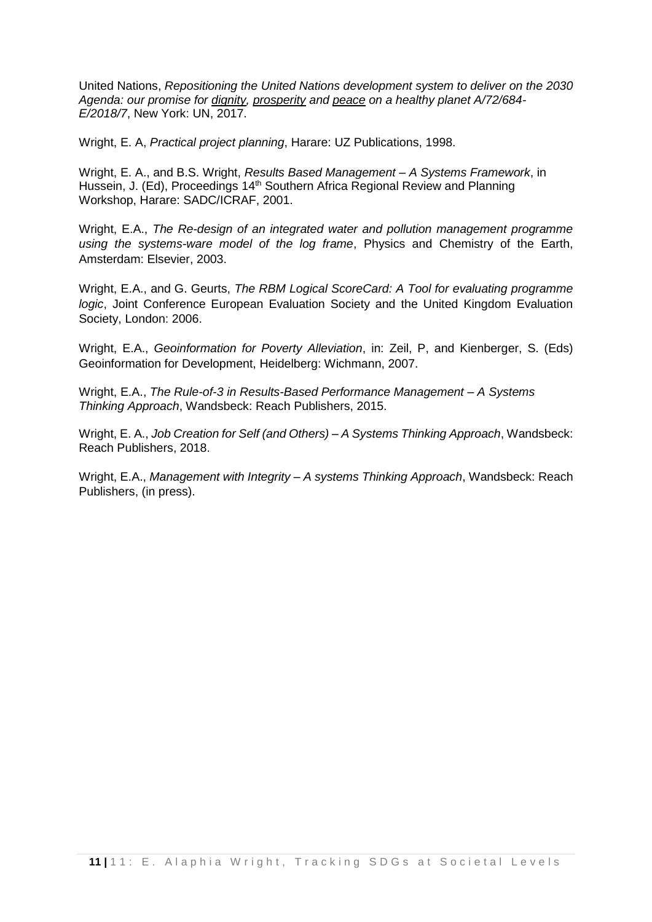United Nations, *Repositioning the United Nations development system to deliver on the 2030 Agenda: our promise for dignity, prosperity and peace on a healthy planet A/72/684-E/2018/7*, New York: UN, 2017.

Wright, E. A, *Practical project planning*, Harare: UZ Publications, 1998.

Wright, E. A., and B.S. Wright, *Results Based Management – A Systems Framework*, in Hussein, J. (Ed), Proceedings 14th Southern Africa Regional Review and Planning Workshop, Harare: SADC/ICRAF, 2001.

Wright, E.A., *The Re-design of an integrated water and pollution management programme using the systems-ware model of the log frame*, Physics and Chemistry of the Earth, Amsterdam: Elsevier, 2003.

Wright, E.A., and G. Geurts, *The RBM Logical ScoreCard: A Tool for evaluating programme logic*, Joint Conference European Evaluation Society and the United Kingdom Evaluation Society, London: 2006.

Wright, E.A., *Geoinformation for Poverty Alleviation*, in: Zeil, P, and Kienberger, S. (Eds) Geoinformation for Development, Heidelberg: Wichmann, 2007.

Wright, E.A., *The Rule-of-3 in Results-Based Performance Management – A Systems Thinking Approach*, Wandsbeck: Reach Publishers, 2015.

Wright, E. A., *Job Creation for Self (and Others) – A Systems Thinking Approach*, Wandsbeck: Reach Publishers, 2018.

Wright, E.A., *Management with Integrity – A systems Thinking Approach*, Wandsbeck: Reach Publishers, (in press).